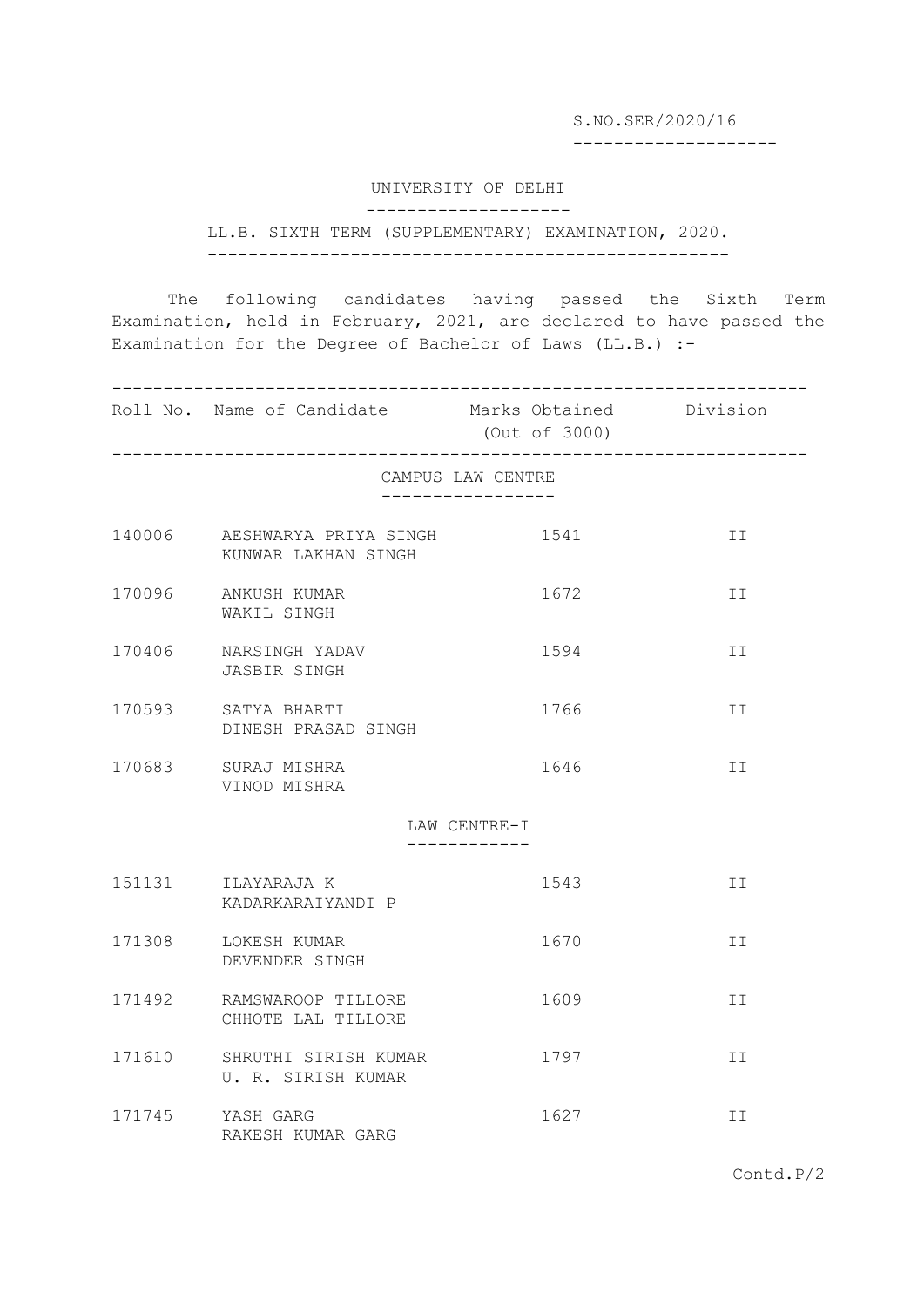S.NO.SER/2020/16

# UNIVERSITY OF DELHI

## LL.B. SIXTH TERM (SUPPLEMENTARY) EXAMINATION, 2020.

The following candidates having passed the Sixth Term Examination, held in February, 2021, are declared to have passed the Examination for the Degree of Bachelor of Laws (LL.B.) :-

| Roll No. | Name of Candidate | Marks Obtained (Out of 3000) | Division |
|---|---|---|---|
| | **CAMPUS LAW CENTRE** | | |
| 140006 | AESHWARYA PRIYA SINGH<br>KUNWAR LAKHAN SINGH | 1541 | II |
| 170096 | ANKUSH KUMAR<br>WAKIL SINGH | 1672 | II |
| 170406 | NARSINGH YADAV<br>JASBIR SINGH | 1594 | II |
| 170593 | SATYA BHARTI<br>DINESH PRASAD SINGH | 1766 | II |
| 170683 | SURAJ MISHRA<br>VINOD MISHRA | 1646 | II |
| | **LAW CENTRE-I** | | |
| 151131 | ILAYARAJA K<br>KADARKARAIYANDI P | 1543 | II |
| 171308 | LOKESH KUMAR<br>DEVENDER SINGH | 1670 | II |
| 171492 | RAMSWAROOP TILLORE<br>CHHOTE LAL TILLORE | 1609 | II |
| 171610 | SHRUTHI SIRISH KUMAR<br>U. R. SIRISH KUMAR | 1797 | II |
| 171745 | YASH GARG<br>RAKESH KUMAR GARG | 1627 | II |

Contd.P/2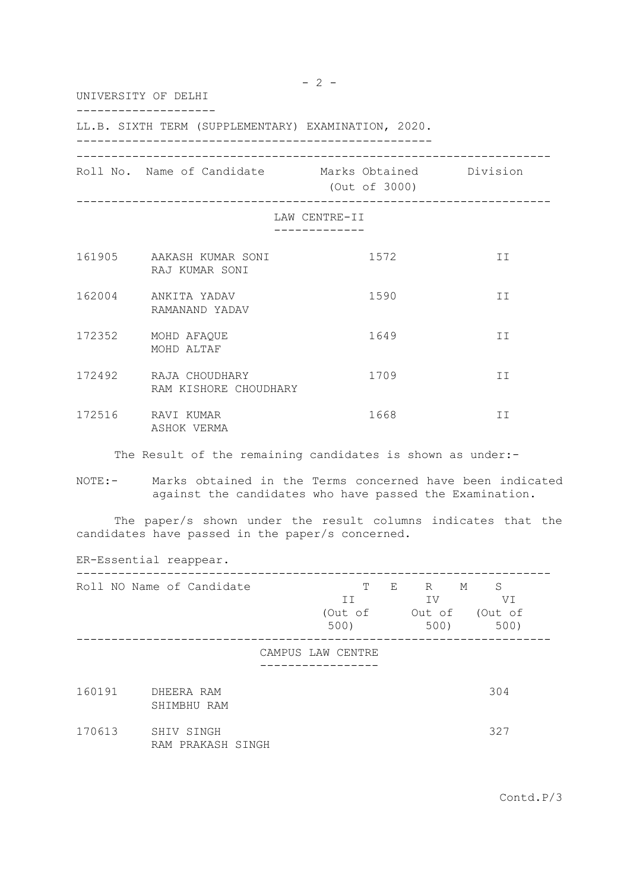UNIVERSITY OF DELHI

LL.B. SIXTH TERM (SUPPLEMENTARY) EXAMINATION, 2020.

| Roll No. | Name of Candidate | Marks Obtained (Out of 3000) | Division |
|---|---|---|---|
| | **LAW CENTRE-II** | | |
| 161905 | AAKASH KUMAR SONI<br>RAJ KUMAR SONI | 1572 | II |
| 162004 | ANKITA YADAV<br>RAMANAND YADAV | 1590 | II |
| 172352 | MOHD AFAQUE<br>MOHD ALTAF | 1649 | II |
| 172492 | RAJA CHOUDHARY<br>RAM KISHORE CHOUDHARY | 1709 | II |
| 172516 | RAVI KUMAR<br>ASHOK VERMA | 1668 | II |

The Result of the remaining candidates is shown as under:-

NOTE:- Marks obtained in the Terms concerned have been indicated against the candidates who have passed the Examination.

The paper/s shown under the result columns indicates that the candidates have passed in the paper/s concerned.

ER-Essential reappear.

| Roll NO | Name of Candidate | TERMS II (Out of 500) | TERMS IV (Out of 500) | TERMS VI (Out of 500) |
|---|---|---|---|---|
| | **CAMPUS LAW CENTRE** | | | |
| 160191 | DHEERA RAM<br>SHIMBHU RAM | | | 304 |
| 170613 | SHIV SINGH<br>RAM PRAKASH SINGH | | | 327 |

Contd.P/3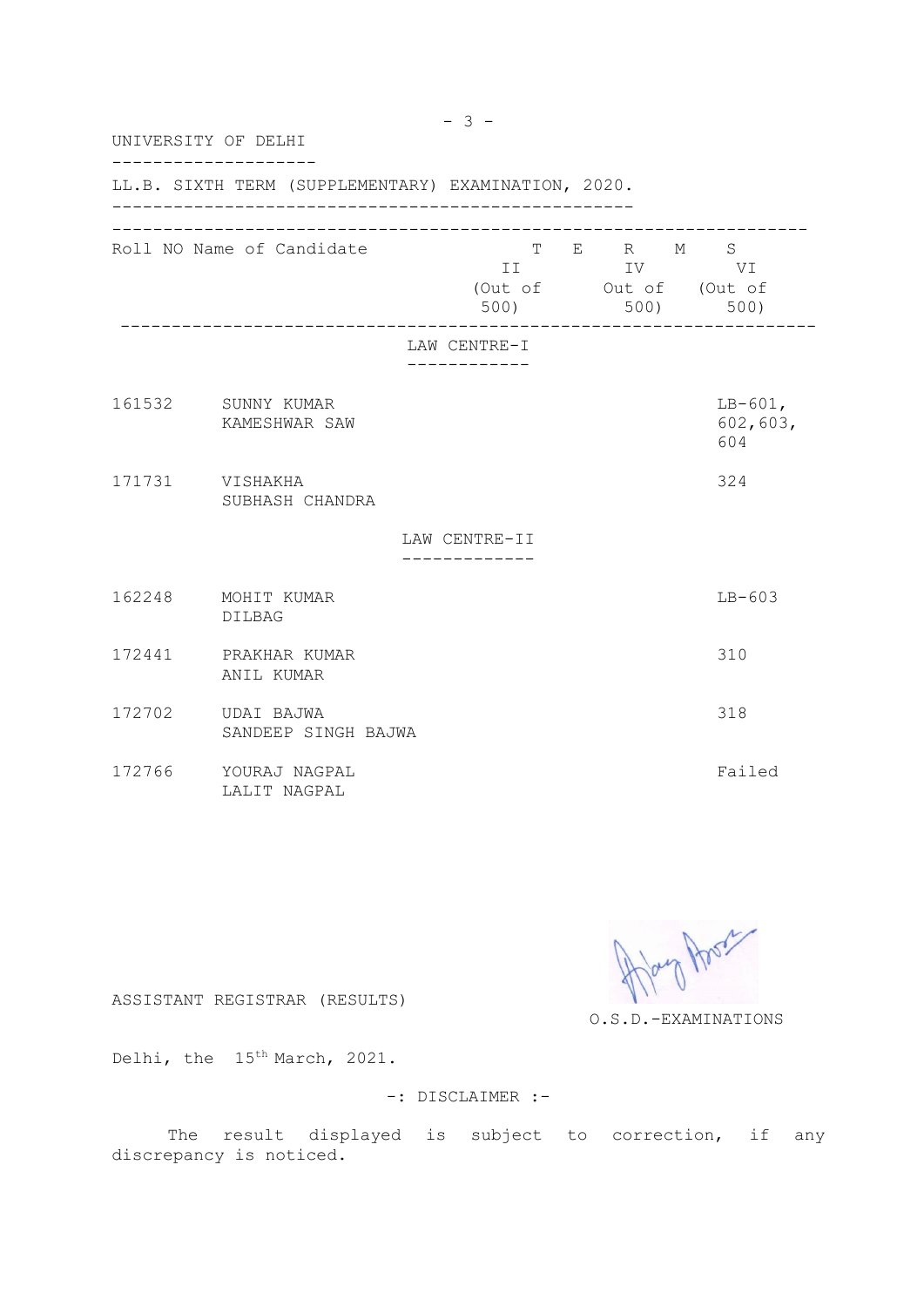UNIVERSITY OF DELHI

LL.B. SIXTH TERM (SUPPLEMENTARY) EXAMINATION, 2020.

| Roll NO | Name of Candidate | T E R M S II (Out of 500) | IV Out of 500) | VI (Out of 500) |
|---|---|---|---|---|
| | | LAW CENTRE-I | | |
| 161532 | SUNNY KUMAR KAMESHWAR SAW | | | LB-601, 602,603, 604 |
| 171731 | VISHAKHA SUBHASH CHANDRA | | | 324 |
| | | LAW CENTRE-II | | |
| 162248 | MOHIT KUMAR DILBAG | | | LB-603 |
| 172441 | PRAKHAR KUMAR ANIL KUMAR | | | 310 |
| 172702 | UDAI BAJWA SANDEEP SINGH BAJWA | | | 318 |
| 172766 | YOURAJ NAGPAL LALIT NAGPAL | | | Failed |

ASSISTANT REGISTRAR (RESULTS)

O.S.D.-EXAMINATIONS

Delhi, the 15th March, 2021.

-: DISCLAIMER :-

The result displayed is subject to correction, if any discrepancy is noticed.